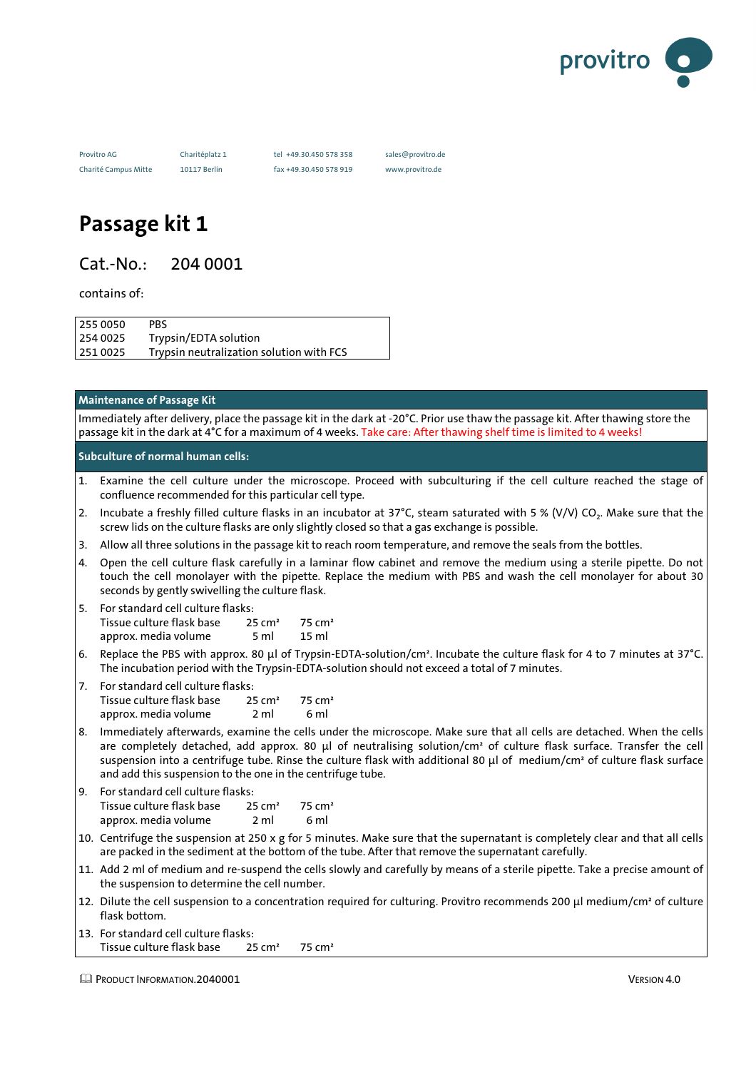provitro

| Provitro AG | Charitéplatz 1 | tel +49.30.450 578 358 | sales@provitro.de |
|---|---|---|---|
| Charité Campus Mitte | 10117 Berlin | fax +49.30.450 578 919 | www.provitro.de |

# Passage kit 1

Cat.-No.: 204 0001

contains of:

| | |
|---|---|
| 255 0050 | PBS |
| 254 0025 | Trypsin/EDTA solution |
| 251 0025 | Trypsin neutralization solution with FCS |

## Maintenance of Passage Kit

Immediately after delivery, place the passage kit in the dark at -20°C. Prior use thaw the passage kit. After thawing store the passage kit in the dark at 4°C for a maximum of 4 weeks. Take care: After thawing shelf time is limited to 4 weeks!

## Subculture of normal human cells:

1. Examine the cell culture under the microscope. Proceed with subculturing if the cell culture reached the stage of confluence recommended for this particular cell type.
2. Incubate a freshly filled culture flasks in an incubator at 37°C, steam saturated with 5 % (V/V) $CO_2$. Make sure that the screw lids on the culture flasks are only slightly closed so that a gas exchange is possible.
3. Allow all three solutions in the passage kit to reach room temperature, and remove the seals from the bottles.
4. Open the cell culture flask carefully in a laminar flow cabinet and remove the medium using a sterile pipette. Do not touch the cell monolayer with the pipette. Replace the medium with PBS and wash the cell monolayer for about 30 seconds by gently swivelling the culture flask.
5. For standard cell culture flasks:

   | Tissue culture flask base | 25 cm² | 75 cm² |
   |---|---|---|
   | approx. media volume | 5 ml | 15 ml |

6. Replace the PBS with approx. 80 µl of Trypsin-EDTA-solution/cm². Incubate the culture flask for 4 to 7 minutes at 37°C. The incubation period with the Trypsin-EDTA-solution should not exceed a total of 7 minutes.
7. For standard cell culture flasks:

   | Tissue culture flask base | 25 cm² | 75 cm² |
   |---|---|---|
   | approx. media volume | 2 ml | 6 ml |

8. Immediately afterwards, examine the cells under the microscope. Make sure that all cells are detached. When the cells are completely detached, add approx. 80 µl of neutralising solution/cm² of culture flask surface. Transfer the cell suspension into a centrifuge tube. Rinse the culture flask with additional 80 µl of medium/cm² of culture flask surface and add this suspension to the one in the centrifuge tube.
9. For standard cell culture flasks:

   | Tissue culture flask base | 25 cm² | 75 cm² |
   |---|---|---|
   | approx. media volume | 2 ml | 6 ml |

10. Centrifuge the suspension at 250 x g for 5 minutes. Make sure that the supernatant is completely clear and that all cells are packed in the sediment at the bottom of the tube. After that remove the supernatant carefully.
11. Add 2 ml of medium and re-suspend the cells slowly and carefully by means of a sterile pipette. Take a precise amount of the suspension to determine the cell number.
12. Dilute the cell suspension to a concentration required for culturing. Provitro recommends 200 µl medium/cm² of culture flask bottom.
13. For standard cell culture flasks:

   | Tissue culture flask base | 25 cm² | 75 cm² |
   |---|---|---|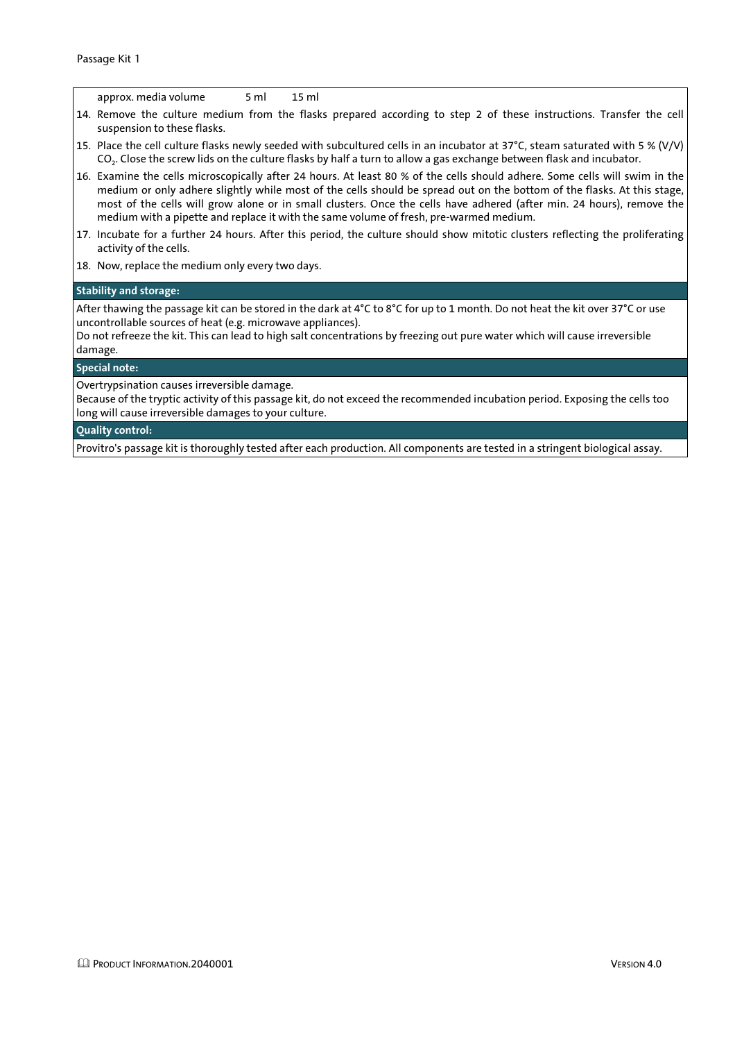| | | |
|---|---|---|
| approx. media volume | 5 ml | 15 ml |

14. Remove the culture medium from the flasks prepared according to step 2 of these instructions. Transfer the cell suspension to these flasks.
15. Place the cell culture flasks newly seeded with subcultured cells in an incubator at 37°C, steam saturated with 5 % (V/V) $CO_2$. Close the screw lids on the culture flasks by half a turn to allow a gas exchange between flask and incubator.
16. Examine the cells microscopically after 24 hours. At least 80 % of the cells should adhere. Some cells will swim in the medium or only adhere slightly while most of the cells should be spread out on the bottom of the flasks. At this stage, most of the cells will grow alone or in small clusters. Once the cells have adhered (after min. 24 hours), remove the medium with a pipette and replace it with the same volume of fresh, pre-warmed medium.
17. Incubate for a further 24 hours. After this period, the culture should show mitotic clusters reflecting the proliferating activity of the cells.
18. Now, replace the medium only every two days.

**Stability and storage:**

After thawing the passage kit can be stored in the dark at 4°C to 8°C for up to 1 month. Do not heat the kit over 37°C or use uncontrollable sources of heat (e.g. microwave appliances).
Do not refreeze the kit. This can lead to high salt concentrations by freezing out pure water which will cause irreversible damage.

**Special note:**

Overtrypsination causes irreversible damage.
Because of the tryptic activity of this passage kit, do not exceed the recommended incubation period. Exposing the cells too long will cause irreversible damages to your culture.

**Quality control:**

Provitro's passage kit is thoroughly tested after each production. All components are tested in a stringent biological assay.